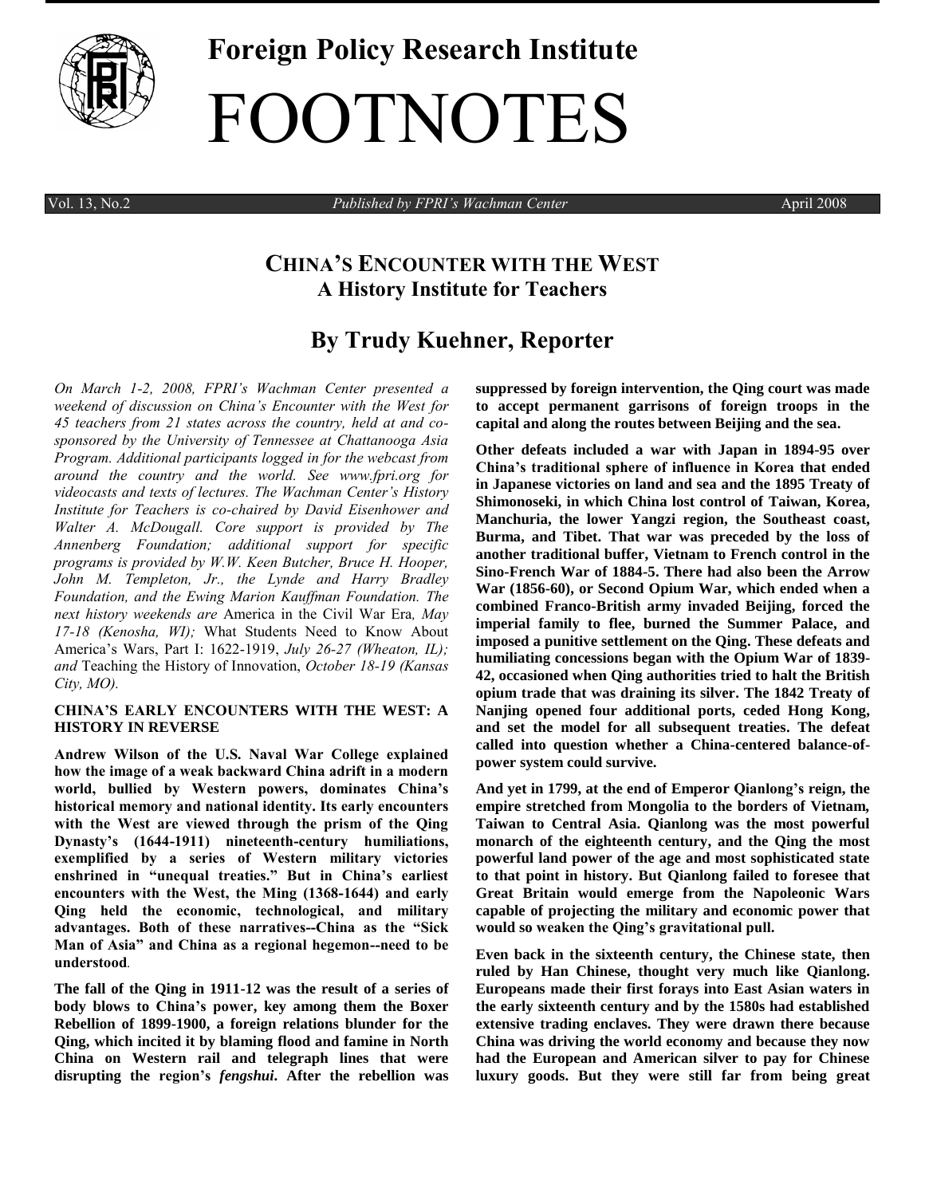# Foreign Policy Research Institute

# FOOTNOTES

Vol. 13, No.2 | *Published by FPRI's Wachman Center* | April 2008

## CHINA'S ENCOUNTER WITH THE WEST
## A History Institute for Teachers

## By Trudy Kuehner, Reporter

*On March 1-2, 2008, FPRI's Wachman Center presented a weekend of discussion on China's Encounter with the West for 45 teachers from 21 states across the country, held at and co-sponsored by the University of Tennessee at Chattanooga Asia Program. Additional participants logged in for the webcast from around the country and the world. See www.fpri.org for videocasts and texts of lectures. The Wachman Center's History Institute for Teachers is co-chaired by David Eisenhower and Walter A. McDougall. Core support is provided by The Annenberg Foundation; additional support for specific programs is provided by W.W. Keen Butcher, Bruce H. Hooper, John M. Templeton, Jr., the Lynde and Harry Bradley Foundation, and the Ewing Marion Kauffman Foundation. The next history weekends are* America in the Civil War Era*, May 17-18 (Kenosha, WI);* What Students Need to Know About America's Wars, Part I: 1622-1919, *July 26-27 (Wheaton, IL); and* Teaching the History of Innovation, *October 18-19 (Kansas City, MO).*

### CHINA'S EARLY ENCOUNTERS WITH THE WEST: A HISTORY IN REVERSE

**Andrew Wilson of the U.S. Naval War College explained how the image of a weak backward China adrift in a modern world, bullied by Western powers, dominates China's historical memory and national identity. Its early encounters with the West are viewed through the prism of the Qing Dynasty's (1644-1911) nineteenth-century humiliations, exemplified by a series of Western military victories enshrined in "unequal treaties." But in China's earliest encounters with the West, the Ming (1368-1644) and early Qing held the economic, technological, and military advantages. Both of these narratives--China as the "Sick Man of Asia" and China as a regional hegemon--need to be understood**.

**The fall of the Qing in 1911-12 was the result of a series of body blows to China's power, key among them the Boxer Rebellion of 1899-1900, a foreign relations blunder for the Qing, which incited it by blaming flood and famine in North China on Western rail and telegraph lines that were disrupting the region's *fengshui*. After the rebellion was suppressed by foreign intervention, the Qing court was made to accept permanent garrisons of foreign troops in the capital and along the routes between Beijing and the sea.**

**Other defeats included a war with Japan in 1894-95 over China's traditional sphere of influence in Korea that ended in Japanese victories on land and sea and the 1895 Treaty of Shimonoseki, in which China lost control of Taiwan, Korea, Manchuria, the lower Yangzi region, the Southeast coast, Burma, and Tibet. That war was preceded by the loss of another traditional buffer, Vietnam to French control in the Sino-French War of 1884-5. There had also been the Arrow War (1856-60), or Second Opium War, which ended when a combined Franco-British army invaded Beijing, forced the imperial family to flee, burned the Summer Palace, and imposed a punitive settlement on the Qing. These defeats and humiliating concessions began with the Opium War of 1839-42, occasioned when Qing authorities tried to halt the British opium trade that was draining its silver. The 1842 Treaty of Nanjing opened four additional ports, ceded Hong Kong, and set the model for all subsequent treaties. The defeat called into question whether a China-centered balance-of-power system could survive.**

**And yet in 1799, at the end of Emperor Qianlong's reign, the empire stretched from Mongolia to the borders of Vietnam, Taiwan to Central Asia. Qianlong was the most powerful monarch of the eighteenth century, and the Qing the most powerful land power of the age and most sophisticated state to that point in history. But Qianlong failed to foresee that Great Britain would emerge from the Napoleonic Wars capable of projecting the military and economic power that would so weaken the Qing's gravitational pull.**

**Even back in the sixteenth century, the Chinese state, then ruled by Han Chinese, thought very much like Qianlong. Europeans made their first forays into East Asian waters in the early sixteenth century and by the 1580s had established extensive trading enclaves. They were drawn there because China was driving the world economy and because they now had the European and American silver to pay for Chinese luxury goods. But they were still far from being great**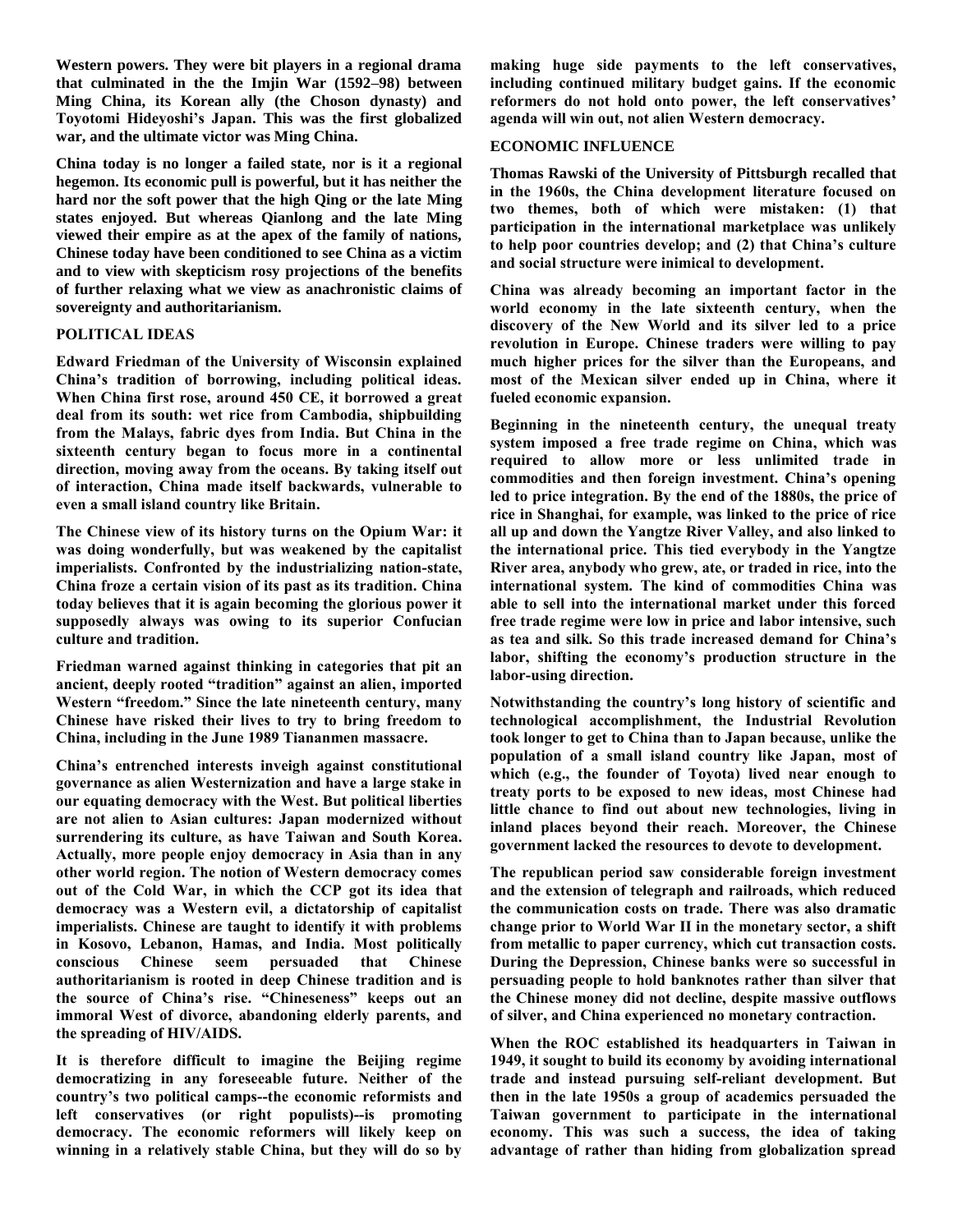**Western powers. They were bit players in a regional drama that culminated in the the Imjin War (1592–98) between Ming China, its Korean ally (the Choson dynasty) and Toyotomi Hideyoshi's Japan. This was the first globalized war, and the ultimate victor was Ming China.**

**China today is no longer a failed state, nor is it a regional hegemon. Its economic pull is powerful, but it has neither the hard nor the soft power that the high Qing or the late Ming states enjoyed. But whereas Qianlong and the late Ming viewed their empire as at the apex of the family of nations, Chinese today have been conditioned to see China as a victim and to view with skepticism rosy projections of the benefits of further relaxing what we view as anachronistic claims of sovereignty and authoritarianism.**

## POLITICAL IDEAS

**Edward Friedman of the University of Wisconsin explained China's tradition of borrowing, including political ideas. When China first rose, around 450 CE, it borrowed a great deal from its south: wet rice from Cambodia, shipbuilding from the Malays, fabric dyes from India. But China in the sixteenth century began to focus more in a continental direction, moving away from the oceans. By taking itself out of interaction, China made itself backwards, vulnerable to even a small island country like Britain.**

**The Chinese view of its history turns on the Opium War: it was doing wonderfully, but was weakened by the capitalist imperialists. Confronted by the industrializing nation-state, China froze a certain vision of its past as its tradition. China today believes that it is again becoming the glorious power it supposedly always was owing to its superior Confucian culture and tradition.**

**Friedman warned against thinking in categories that pit an ancient, deeply rooted "tradition" against an alien, imported Western "freedom." Since the late nineteenth century, many Chinese have risked their lives to try to bring freedom to China, including in the June 1989 Tiananmen massacre.**

**China's entrenched interests inveigh against constitutional governance as alien Westernization and have a large stake in our equating democracy with the West. But political liberties are not alien to Asian cultures: Japan modernized without surrendering its culture, as have Taiwan and South Korea. Actually, more people enjoy democracy in Asia than in any other world region. The notion of Western democracy comes out of the Cold War, in which the CCP got its idea that democracy was a Western evil, a dictatorship of capitalist imperialists. Chinese are taught to identify it with problems in Kosovo, Lebanon, Hamas, and India. Most politically conscious Chinese seem persuaded that Chinese authoritarianism is rooted in deep Chinese tradition and is the source of China's rise. "Chineseness" keeps out an immoral West of divorce, abandoning elderly parents, and the spreading of HIV/AIDS.**

**It is therefore difficult to imagine the Beijing regime democratizing in any foreseeable future. Neither of the country's two political camps--the economic reformists and left conservatives (or right populists)--is promoting democracy. The economic reformers will likely keep on winning in a relatively stable China, but they will do so by making huge side payments to the left conservatives, including continued military budget gains. If the economic reformers do not hold onto power, the left conservatives' agenda will win out, not alien Western democracy.**

## ECONOMIC INFLUENCE

**Thomas Rawski of the University of Pittsburgh recalled that in the 1960s, the China development literature focused on two themes, both of which were mistaken: (1) that participation in the international marketplace was unlikely to help poor countries develop; and (2) that China's culture and social structure were inimical to development.**

**China was already becoming an important factor in the world economy in the late sixteenth century, when the discovery of the New World and its silver led to a price revolution in Europe. Chinese traders were willing to pay much higher prices for the silver than the Europeans, and most of the Mexican silver ended up in China, where it fueled economic expansion.**

**Beginning in the nineteenth century, the unequal treaty system imposed a free trade regime on China, which was required to allow more or less unlimited trade in commodities and then foreign investment. China's opening led to price integration. By the end of the 1880s, the price of rice in Shanghai, for example, was linked to the price of rice all up and down the Yangtze River Valley, and also linked to the international price. This tied everybody in the Yangtze River area, anybody who grew, ate, or traded in rice, into the international system. The kind of commodities China was able to sell into the international market under this forced free trade regime were low in price and labor intensive, such as tea and silk. So this trade increased demand for China's labor, shifting the economy's production structure in the labor-using direction.**

**Notwithstanding the country's long history of scientific and technological accomplishment, the Industrial Revolution took longer to get to China than to Japan because, unlike the population of a small island country like Japan, most of which (e.g., the founder of Toyota) lived near enough to treaty ports to be exposed to new ideas, most Chinese had little chance to find out about new technologies, living in inland places beyond their reach. Moreover, the Chinese government lacked the resources to devote to development.**

**The republican period saw considerable foreign investment and the extension of telegraph and railroads, which reduced the communication costs on trade. There was also dramatic change prior to World War II in the monetary sector, a shift from metallic to paper currency, which cut transaction costs. During the Depression, Chinese banks were so successful in persuading people to hold banknotes rather than silver that the Chinese money did not decline, despite massive outflows of silver, and China experienced no monetary contraction.**

**When the ROC established its headquarters in Taiwan in 1949, it sought to build its economy by avoiding international trade and instead pursuing self-reliant development. But then in the late 1950s a group of academics persuaded the Taiwan government to participate in the international economy. This was such a success, the idea of taking advantage of rather than hiding from globalization spread**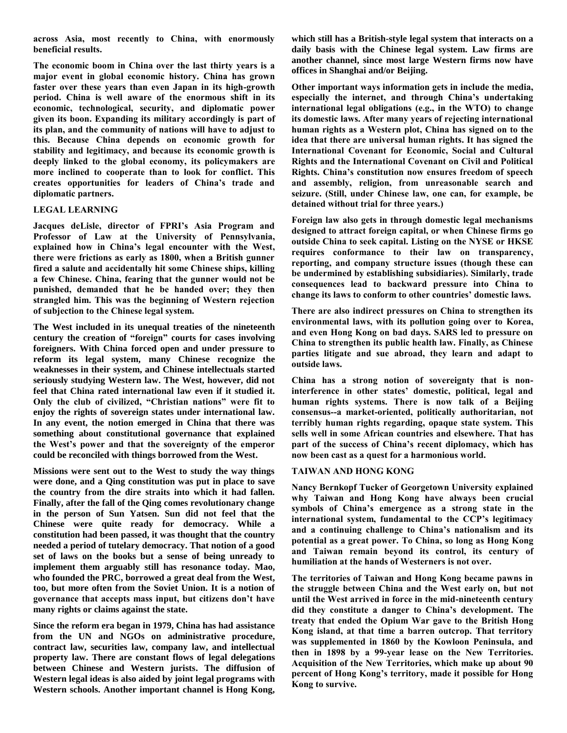**across Asia, most recently to China, with enormously beneficial results.**

**The economic boom in China over the last thirty years is a major event in global economic history. China has grown faster over these years than even Japan in its high-growth period. China is well aware of the enormous shift in its economic, technological, security, and diplomatic power given its boon. Expanding its military accordingly is part of its plan, and the community of nations will have to adjust to this. Because China depends on economic growth for stability and legitimacy, and because its economic growth is deeply linked to the global economy, its policymakers are more inclined to cooperate than to look for conflict. This creates opportunities for leaders of China's trade and diplomatic partners.**

## LEGAL LEARNING

**Jacques deLisle, director of FPRI's Asia Program and Professor of Law at the University of Pennsylvania, explained how in China's legal encounter with the West, there were frictions as early as 1800, when a British gunner fired a salute and accidentally hit some Chinese ships, killing a few Chinese. China, fearing that the gunner would not be punished, demanded that he be handed over; they then strangled him. This was the beginning of Western rejection of subjection to the Chinese legal system.**

**The West included in its unequal treaties of the nineteenth century the creation of "foreign" courts for cases involving foreigners. With China forced open and under pressure to reform its legal system, many Chinese recognize the weaknesses in their system, and Chinese intellectuals started seriously studying Western law. The West, however, did not feel that China rated international law even if it studied it. Only the club of civilized, "Christian nations" were fit to enjoy the rights of sovereign states under international law. In any event, the notion emerged in China that there was something about constitutional governance that explained the West's power and that the sovereignty of the emperor could be reconciled with things borrowed from the West.**

**Missions were sent out to the West to study the way things were done, and a Qing constitution was put in place to save the country from the dire straits into which it had fallen. Finally, after the fall of the Qing comes revolutionary change in the person of Sun Yatsen. Sun did not feel that the Chinese were quite ready for democracy. While a constitution had been passed, it was thought that the country needed a period of tutelary democracy. That notion of a good set of laws on the books but a sense of being unready to implement them arguably still has resonance today. Mao, who founded the PRC, borrowed a great deal from the West, too, but more often from the Soviet Union. It is a notion of governance that accepts mass input, but citizens don't have many rights or claims against the state.**

**Since the reform era began in 1979, China has had assistance from the UN and NGOs on administrative procedure, contract law, securities law, company law, and intellectual property law. There are constant flows of legal delegations between Chinese and Western jurists. The diffusion of Western legal ideas is also aided by joint legal programs with Western schools. Another important channel is Hong Kong, which still has a British-style legal system that interacts on a daily basis with the Chinese legal system. Law firms are another channel, since most large Western firms now have offices in Shanghai and/or Beijing.**

**Other important ways information gets in include the media, especially the internet, and through China's undertaking international legal obligations (e.g., in the WTO) to change its domestic laws. After many years of rejecting international human rights as a Western plot, China has signed on to the idea that there are universal human rights. It has signed the International Covenant for Economic, Social and Cultural Rights and the International Covenant on Civil and Political Rights. China's constitution now ensures freedom of speech and assembly, religion, from unreasonable search and seizure. (Still, under Chinese law, one can, for example, be detained without trial for three years.)**

**Foreign law also gets in through domestic legal mechanisms designed to attract foreign capital, or when Chinese firms go outside China to seek capital. Listing on the NYSE or HKSE requires conformance to their law on transparency, reporting, and company structure issues (though these can be undermined by establishing subsidiaries). Similarly, trade consequences lead to backward pressure into China to change its laws to conform to other countries' domestic laws.**

**There are also indirect pressures on China to strengthen its environmental laws, with its pollution going over to Korea, and even Hong Kong on bad days. SARS led to pressure on China to strengthen its public health law. Finally, as Chinese parties litigate and sue abroad, they learn and adapt to outside laws.**

**China has a strong notion of sovereignty that is non-interference in other states' domestic, political, legal and human rights systems. There is now talk of a Beijing consensus--a market-oriented, politically authoritarian, not terribly human rights regarding, opaque state system. This sells well in some African countries and elsewhere. That has part of the success of China's recent diplomacy, which has now been cast as a quest for a harmonious world.**

## TAIWAN AND HONG KONG

**Nancy Bernkopf Tucker of Georgetown University explained why Taiwan and Hong Kong have always been crucial symbols of China's emergence as a strong state in the international system, fundamental to the CCP's legitimacy and a continuing challenge to China's nationalism and its potential as a great power. To China, so long as Hong Kong and Taiwan remain beyond its control, its century of humiliation at the hands of Westerners is not over.**

**The territories of Taiwan and Hong Kong became pawns in the struggle between China and the West early on, but not until the West arrived in force in the mid-nineteenth century did they constitute a danger to China's development. The treaty that ended the Opium War gave to the British Hong Kong island, at that time a barren outcrop. That territory was supplemented in 1860 by the Kowloon Peninsula, and then in 1898 by a 99-year lease on the New Territories. Acquisition of the New Territories, which make up about 90 percent of Hong Kong's territory, made it possible for Hong Kong to survive.**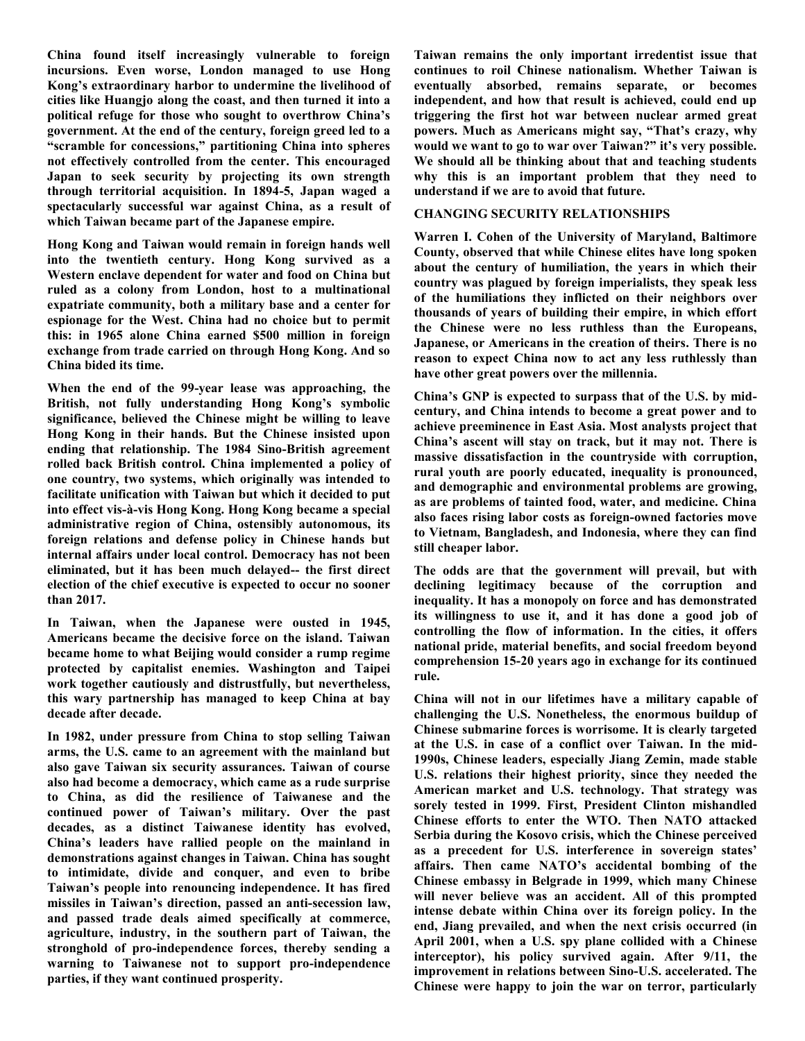China found itself increasingly vulnerable to foreign incursions. Even worse, London managed to use Hong Kong's extraordinary harbor to undermine the livelihood of cities like Huangjo along the coast, and then turned it into a political refuge for those who sought to overthrow China's government. At the end of the century, foreign greed led to a "scramble for concessions," partitioning China into spheres not effectively controlled from the center. This encouraged Japan to seek security by projecting its own strength through territorial acquisition. In 1894-5, Japan waged a spectacularly successful war against China, as a result of which Taiwan became part of the Japanese empire.

Hong Kong and Taiwan would remain in foreign hands well into the twentieth century. Hong Kong survived as a Western enclave dependent for water and food on China but ruled as a colony from London, host to a multinational expatriate community, both a military base and a center for espionage for the West. China had no choice but to permit this: in 1965 alone China earned $500 million in foreign exchange from trade carried on through Hong Kong. And so China bided its time.

When the end of the 99-year lease was approaching, the British, not fully understanding Hong Kong's symbolic significance, believed the Chinese might be willing to leave Hong Kong in their hands. But the Chinese insisted upon ending that relationship. The 1984 Sino-British agreement rolled back British control. China implemented a policy of one country, two systems, which originally was intended to facilitate unification with Taiwan but which it decided to put into effect vis-à-vis Hong Kong. Hong Kong became a special administrative region of China, ostensibly autonomous, its foreign relations and defense policy in Chinese hands but internal affairs under local control. Democracy has not been eliminated, but it has been much delayed-- the first direct election of the chief executive is expected to occur no sooner than 2017.

In Taiwan, when the Japanese were ousted in 1945, Americans became the decisive force on the island. Taiwan became home to what Beijing would consider a rump regime protected by capitalist enemies. Washington and Taipei work together cautiously and distrustfully, but nevertheless, this wary partnership has managed to keep China at bay decade after decade.

In 1982, under pressure from China to stop selling Taiwan arms, the U.S. came to an agreement with the mainland but also gave Taiwan six security assurances. Taiwan of course also had become a democracy, which came as a rude surprise to China, as did the resilience of Taiwanese and the continued power of Taiwan's military. Over the past decades, as a distinct Taiwanese identity has evolved, China's leaders have rallied people on the mainland in demonstrations against changes in Taiwan. China has sought to intimidate, divide and conquer, and even to bribe Taiwan's people into renouncing independence. It has fired missiles in Taiwan's direction, passed an anti-secession law, and passed trade deals aimed specifically at commerce, agriculture, industry, in the southern part of Taiwan, the stronghold of pro-independence forces, thereby sending a warning to Taiwanese not to support pro-independence parties, if they want continued prosperity.

Taiwan remains the only important irredentist issue that continues to roil Chinese nationalism. Whether Taiwan is eventually absorbed, remains separate, or becomes independent, and how that result is achieved, could end up triggering the first hot war between nuclear armed great powers. Much as Americans might say, "That's crazy, why would we want to go to war over Taiwan?" it's very possible. We should all be thinking about that and teaching students why this is an important problem that they need to understand if we are to avoid that future.

## CHANGING SECURITY RELATIONSHIPS

Warren I. Cohen of the University of Maryland, Baltimore County, observed that while Chinese elites have long spoken about the century of humiliation, the years in which their country was plagued by foreign imperialists, they speak less of the humiliations they inflicted on their neighbors over thousands of years of building their empire, in which effort the Chinese were no less ruthless than the Europeans, Japanese, or Americans in the creation of theirs. There is no reason to expect China now to act any less ruthlessly than have other great powers over the millennia.

China's GNP is expected to surpass that of the U.S. by mid-century, and China intends to become a great power and to achieve preeminence in East Asia. Most analysts project that China's ascent will stay on track, but it may not. There is massive dissatisfaction in the countryside with corruption, rural youth are poorly educated, inequality is pronounced, and demographic and environmental problems are growing, as are problems of tainted food, water, and medicine. China also faces rising labor costs as foreign-owned factories move to Vietnam, Bangladesh, and Indonesia, where they can find still cheaper labor.

The odds are that the government will prevail, but with declining legitimacy because of the corruption and inequality. It has a monopoly on force and has demonstrated its willingness to use it, and it has done a good job of controlling the flow of information. In the cities, it offers national pride, material benefits, and social freedom beyond comprehension 15-20 years ago in exchange for its continued rule.

China will not in our lifetimes have a military capable of challenging the U.S. Nonetheless, the enormous buildup of Chinese submarine forces is worrisome. It is clearly targeted at the U.S. in case of a conflict over Taiwan. In the mid-1990s, Chinese leaders, especially Jiang Zemin, made stable U.S. relations their highest priority, since they needed the American market and U.S. technology. That strategy was sorely tested in 1999. First, President Clinton mishandled Chinese efforts to enter the WTO. Then NATO attacked Serbia during the Kosovo crisis, which the Chinese perceived as a precedent for U.S. interference in sovereign states' affairs. Then came NATO's accidental bombing of the Chinese embassy in Belgrade in 1999, which many Chinese will never believe was an accident. All of this prompted intense debate within China over its foreign policy. In the end, Jiang prevailed, and when the next crisis occurred (in April 2001, when a U.S. spy plane collided with a Chinese interceptor), his policy survived again. After 9/11, the improvement in relations between Sino-U.S. accelerated. The Chinese were happy to join the war on terror, particularly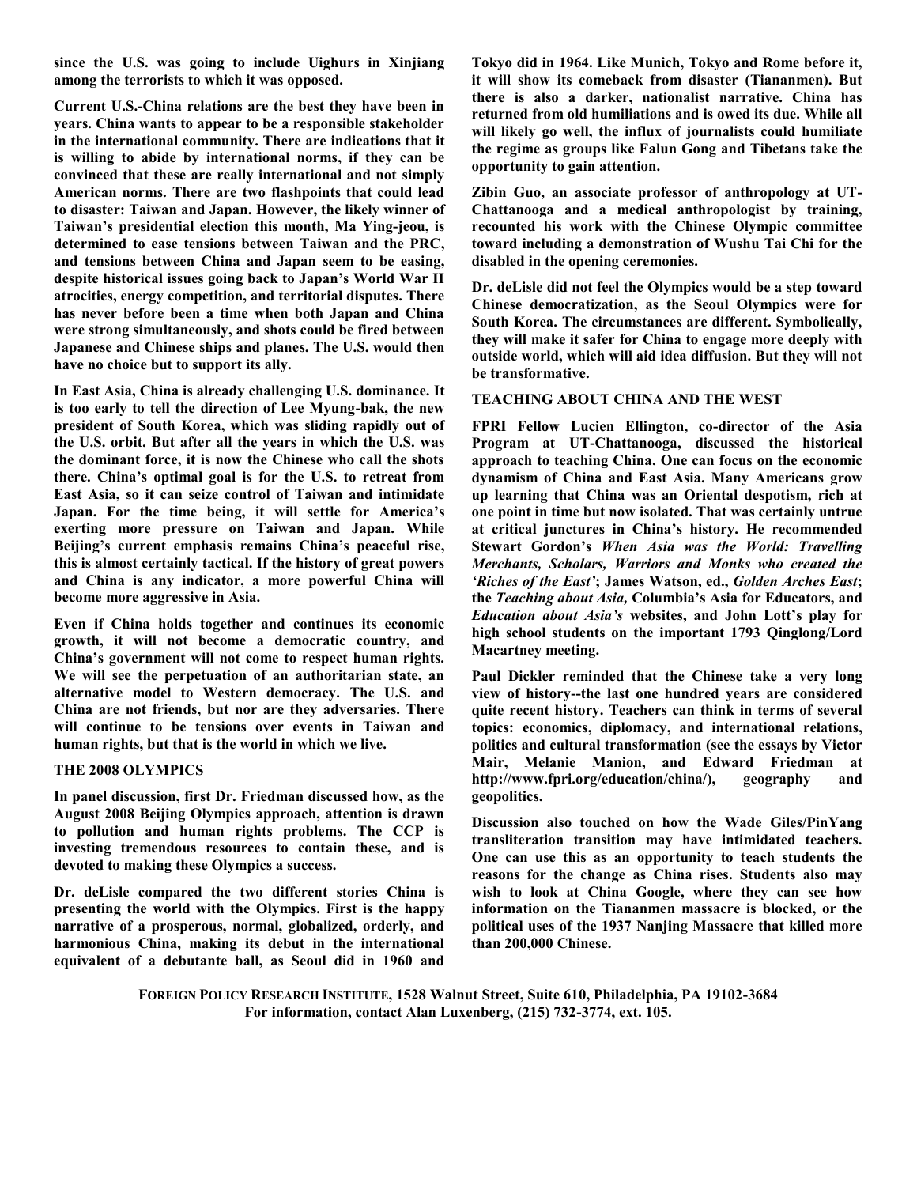**since the U.S. was going to include Uighurs in Xinjiang among the terrorists to which it was opposed.**

**Current U.S.-China relations are the best they have been in years. China wants to appear to be a responsible stakeholder in the international community. There are indications that it is willing to abide by international norms, if they can be convinced that these are really international and not simply American norms. There are two flashpoints that could lead to disaster: Taiwan and Japan. However, the likely winner of Taiwan's presidential election this month, Ma Ying-jeou, is determined to ease tensions between Taiwan and the PRC, and tensions between China and Japan seem to be easing, despite historical issues going back to Japan's World War II atrocities, energy competition, and territorial disputes. There has never before been a time when both Japan and China were strong simultaneously, and shots could be fired between Japanese and Chinese ships and planes. The U.S. would then have no choice but to support its ally.**

**In East Asia, China is already challenging U.S. dominance. It is too early to tell the direction of Lee Myung-bak, the new president of South Korea, which was sliding rapidly out of the U.S. orbit. But after all the years in which the U.S. was the dominant force, it is now the Chinese who call the shots there. China's optimal goal is for the U.S. to retreat from East Asia, so it can seize control of Taiwan and intimidate Japan. For the time being, it will settle for America's exerting more pressure on Taiwan and Japan. While Beijing's current emphasis remains China's peaceful rise, this is almost certainly tactical. If the history of great powers and China is any indicator, a more powerful China will become more aggressive in Asia.**

**Even if China holds together and continues its economic growth, it will not become a democratic country, and China's government will not come to respect human rights. We will see the perpetuation of an authoritarian state, an alternative model to Western democracy. The U.S. and China are not friends, but nor are they adversaries. There will continue to be tensions over events in Taiwan and human rights, but that is the world in which we live.**

## THE 2008 OLYMPICS

**In panel discussion, first Dr. Friedman discussed how, as the August 2008 Beijing Olympics approach, attention is drawn to pollution and human rights problems. The CCP is investing tremendous resources to contain these, and is devoted to making these Olympics a success.**

**Dr. deLisle compared the two different stories China is presenting the world with the Olympics. First is the happy narrative of a prosperous, normal, globalized, orderly, and harmonious China, making its debut in the international equivalent of a debutante ball, as Seoul did in 1960 and Tokyo did in 1964. Like Munich, Tokyo and Rome before it, it will show its comeback from disaster (Tiananmen). But there is also a darker, nationalist narrative. China has returned from old humiliations and is owed its due. While all will likely go well, the influx of journalists could humiliate the regime as groups like Falun Gong and Tibetans take the opportunity to gain attention.**

**Zibin Guo, an associate professor of anthropology at UT-Chattanooga and a medical anthropologist by training, recounted his work with the Chinese Olympic committee toward including a demonstration of Wushu Tai Chi for the disabled in the opening ceremonies.**

**Dr. deLisle did not feel the Olympics would be a step toward Chinese democratization, as the Seoul Olympics were for South Korea. The circumstances are different. Symbolically, they will make it safer for China to engage more deeply with outside world, which will aid idea diffusion. But they will not be transformative.**

## TEACHING ABOUT CHINA AND THE WEST

**FPRI Fellow Lucien Ellington, co-director of the Asia Program at UT-Chattanooga, discussed the historical approach to teaching China. One can focus on the economic dynamism of China and East Asia. Many Americans grow up learning that China was an Oriental despotism, rich at one point in time but now isolated. That was certainly untrue at critical junctures in China's history. He recommended Stewart Gordon's *When Asia was the World: Travelling Merchants, Scholars, Warriors and Monks who created the 'Riches of the East'*; James Watson, ed., *Golden Arches East*; the *Teaching about Asia,* Columbia's Asia for Educators, and *Education about Asia's* websites, and John Lott's play for high school students on the important 1793 Qinglong/Lord Macartney meeting.**

**Paul Dickler reminded that the Chinese take a very long view of history--the last one hundred years are considered quite recent history. Teachers can think in terms of several topics: economics, diplomacy, and international relations, politics and cultural transformation (see the essays by Victor Mair, Melanie Manion, and Edward Friedman at http://www.fpri.org/education/china/), geography and geopolitics.**

**Discussion also touched on how the Wade Giles/PinYang transliteration transition may have intimidated teachers. One can use this as an opportunity to teach students the reasons for the change as China rises. Students also may wish to look at China Google, where they can see how information on the Tiananmen massacre is blocked, or the political uses of the 1937 Nanjing Massacre that killed more than 200,000 Chinese.**

**FOREIGN POLICY RESEARCH INSTITUTE, 1528 Walnut Street, Suite 610, Philadelphia, PA 19102-3684**
**For information, contact Alan Luxenberg, (215) 732-3774, ext. 105.**